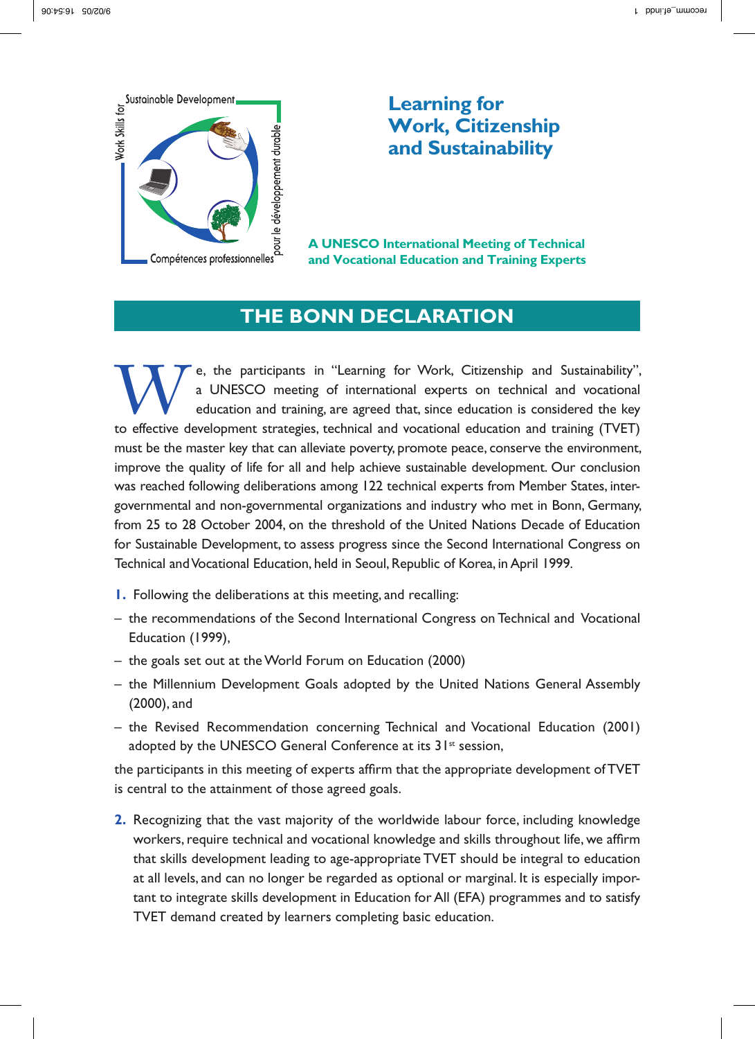Sustainable Development

Work Skills for

pour le développement durable

Compétences professionnelles

# Learning for Work, Citizenship and Sustainability

**A UNESCO International Meeting of Technical and Vocational Education and Training Experts**

## THE BONN DECLARATION

We, the participants in "Learning for Work, Citizenship and Sustainability", a UNESCO meeting of international experts on technical and vocational education and training, are agreed that, since education is considered the key to effective development strategies, technical and vocational education and training (TVET) must be the master key that can alleviate poverty, promote peace, conserve the environment, improve the quality of life for all and help achieve sustainable development. Our conclusion was reached following deliberations among 122 technical experts from Member States, intergovernmental and non-governmental organizations and industry who met in Bonn, Germany, from 25 to 28 October 2004, on the threshold of the United Nations Decade of Education for Sustainable Development, to assess progress since the Second International Congress on Technical and Vocational Education, held in Seoul, Republic of Korea, in April 1999.

**1.** Following the deliberations at this meeting, and recalling:

- the recommendations of the Second International Congress on Technical and Vocational Education (1999),
- the goals set out at the World Forum on Education (2000)
- the Millennium Development Goals adopted by the United Nations General Assembly (2000), and
- the Revised Recommendation concerning Technical and Vocational Education (2001) adopted by the UNESCO General Conference at its 31st session,

the participants in this meeting of experts affirm that the appropriate development of TVET is central to the attainment of those agreed goals.

**2.** Recognizing that the vast majority of the worldwide labour force, including knowledge workers, require technical and vocational knowledge and skills throughout life, we affirm that skills development leading to age-appropriate TVET should be integral to education at all levels, and can no longer be regarded as optional or marginal. It is especially important to integrate skills development in Education for All (EFA) programmes and to satisfy TVET demand created by learners completing basic education.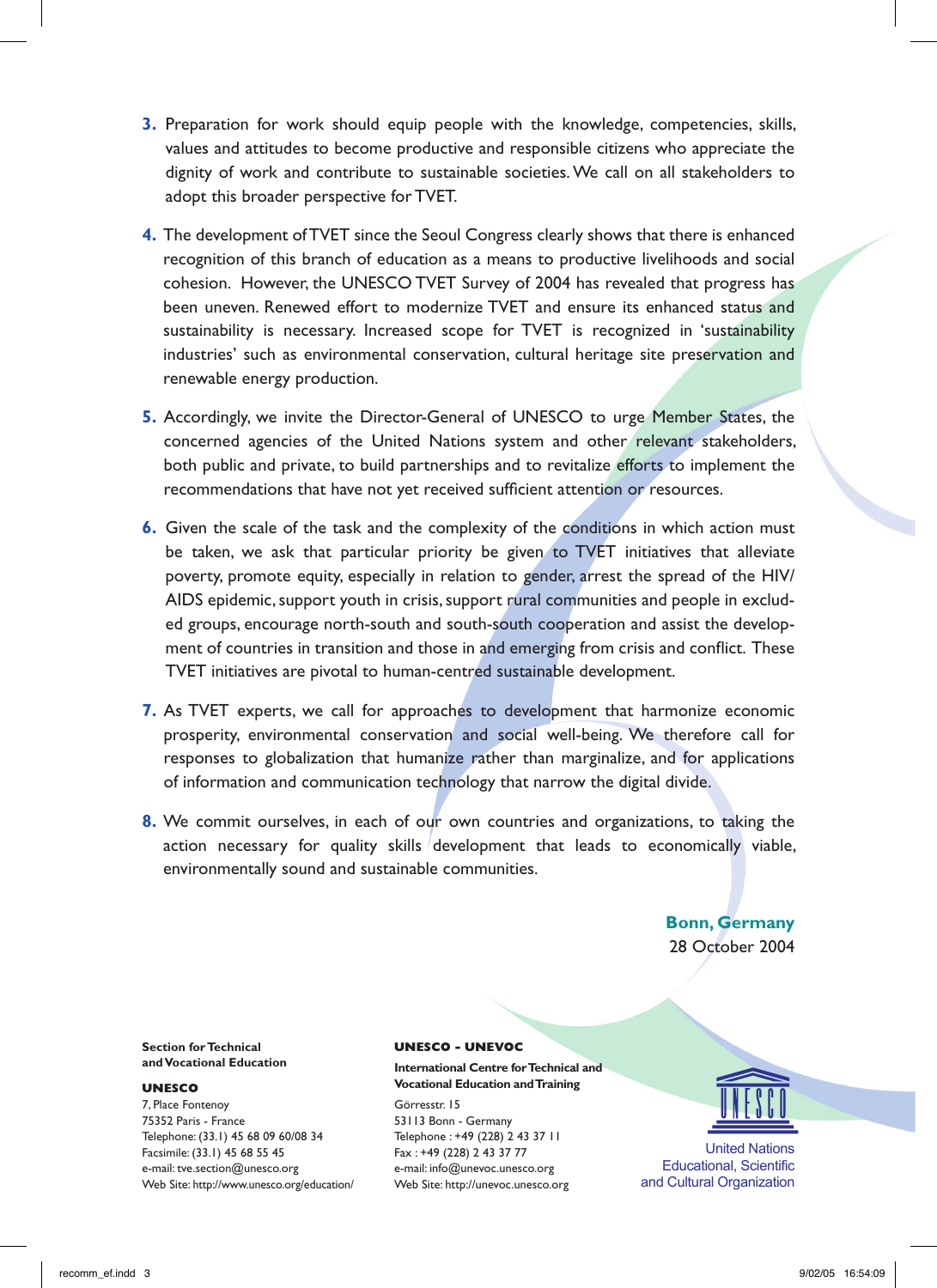3. Preparation for work should equip people with the knowledge, competencies, skills, values and attitudes to become productive and responsible citizens who appreciate the dignity of work and contribute to sustainable societies. We call on all stakeholders to adopt this broader perspective for TVET.

4. The development of TVET since the Seoul Congress clearly shows that there is enhanced recognition of this branch of education as a means to productive livelihoods and social cohesion. However, the UNESCO TVET Survey of 2004 has revealed that progress has been uneven. Renewed effort to modernize TVET and ensure its enhanced status and sustainability is necessary. Increased scope for TVET is recognized in 'sustainability industries' such as environmental conservation, cultural heritage site preservation and renewable energy production.

5. Accordingly, we invite the Director-General of UNESCO to urge Member States, the concerned agencies of the United Nations system and other relevant stakeholders, both public and private, to build partnerships and to revitalize efforts to implement the recommendations that have not yet received sufficient attention or resources.

6. Given the scale of the task and the complexity of the conditions in which action must be taken, we ask that particular priority be given to TVET initiatives that alleviate poverty, promote equity, especially in relation to gender, arrest the spread of the HIV/AIDS epidemic, support youth in crisis, support rural communities and people in excluded groups, encourage north-south and south-south cooperation and assist the development of countries in transition and those in and emerging from crisis and conflict. These TVET initiatives are pivotal to human-centred sustainable development.

7. As TVET experts, we call for approaches to development that harmonize economic prosperity, environmental conservation and social well-being. We therefore call for responses to globalization that humanize rather than marginalize, and for applications of information and communication technology that narrow the digital divide.

8. We commit ourselves, in each of our own countries and organizations, to taking the action necessary for quality skills development that leads to economically viable, environmentally sound and sustainable communities.

**Bonn, Germany**
28 October 2004

**Section for Technical and Vocational Education**

**UNESCO**
7, Place Fontenoy
75352 Paris - France
Telephone: (33.1) 45 68 09 60/08 34
Facsimile: (33.1) 45 68 55 45
e-mail: tve.section@unesco.org
Web Site: http://www.unesco.org/education/

**UNESCO - UNEVOC**
**International Centre for Technical and Vocational Education and Training**
Görresstr. 15
53113 Bonn - Germany
Telephone : +49 (228) 2 43 37 11
Fax : +49 (228) 2 43 37 77
e-mail: info@unevoc.unesco.org
Web Site: http://unevoc.unesco.org

UNESCO
United Nations Educational, Scientific and Cultural Organization